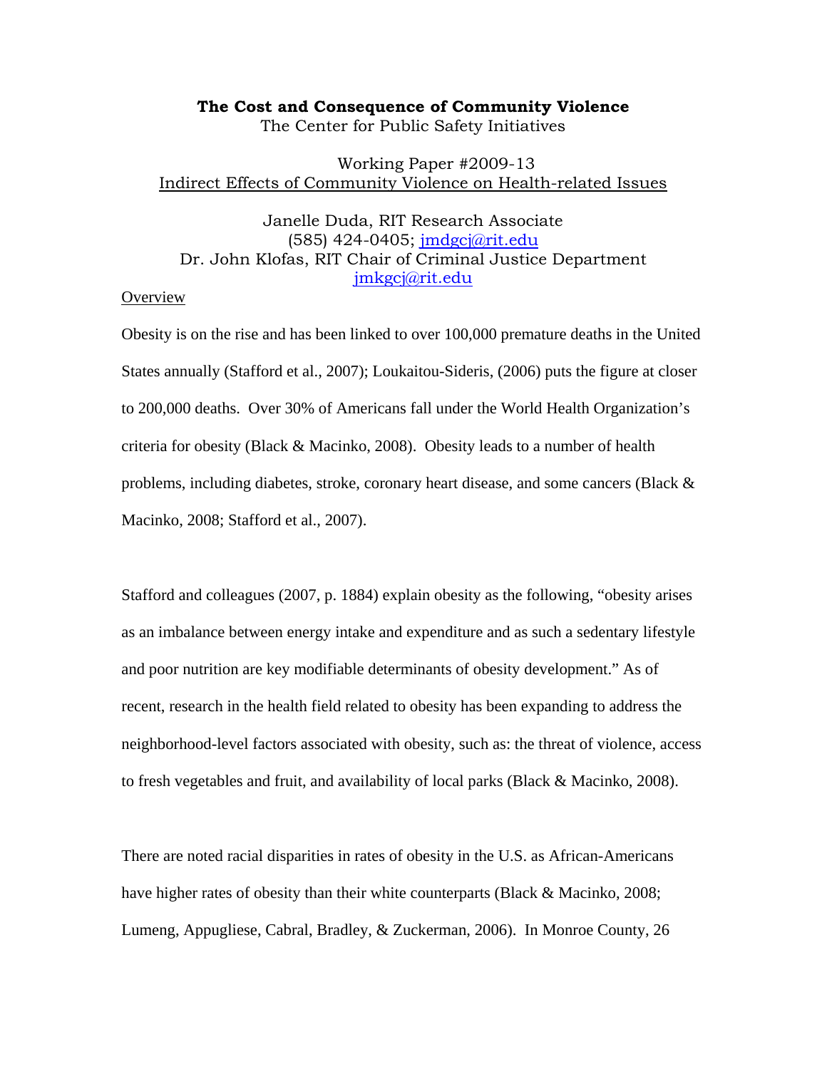# The Cost and Consequence of Community Violence

The Center for Public Safety Initiatives

Working Paper #2009-13

Indirect Effects of Community Violence on Health-related Issues

Janelle Duda, RIT Research Associate
(585) 424-0405; jmdgcj@rit.edu
Dr. John Klofas, RIT Chair of Criminal Justice Department
jmkgcj@rit.edu

## Overview

Obesity is on the rise and has been linked to over 100,000 premature deaths in the United States annually (Stafford et al., 2007); Loukaitou-Sideris, (2006) puts the figure at closer to 200,000 deaths. Over 30% of Americans fall under the World Health Organization's criteria for obesity (Black & Macinko, 2008). Obesity leads to a number of health problems, including diabetes, stroke, coronary heart disease, and some cancers (Black & Macinko, 2008; Stafford et al., 2007).

Stafford and colleagues (2007, p. 1884) explain obesity as the following, "obesity arises as an imbalance between energy intake and expenditure and as such a sedentary lifestyle and poor nutrition are key modifiable determinants of obesity development." As of recent, research in the health field related to obesity has been expanding to address the neighborhood-level factors associated with obesity, such as: the threat of violence, access to fresh vegetables and fruit, and availability of local parks (Black & Macinko, 2008).

There are noted racial disparities in rates of obesity in the U.S. as African-Americans have higher rates of obesity than their white counterparts (Black & Macinko, 2008; Lumeng, Appugliese, Cabral, Bradley, & Zuckerman, 2006). In Monroe County, 26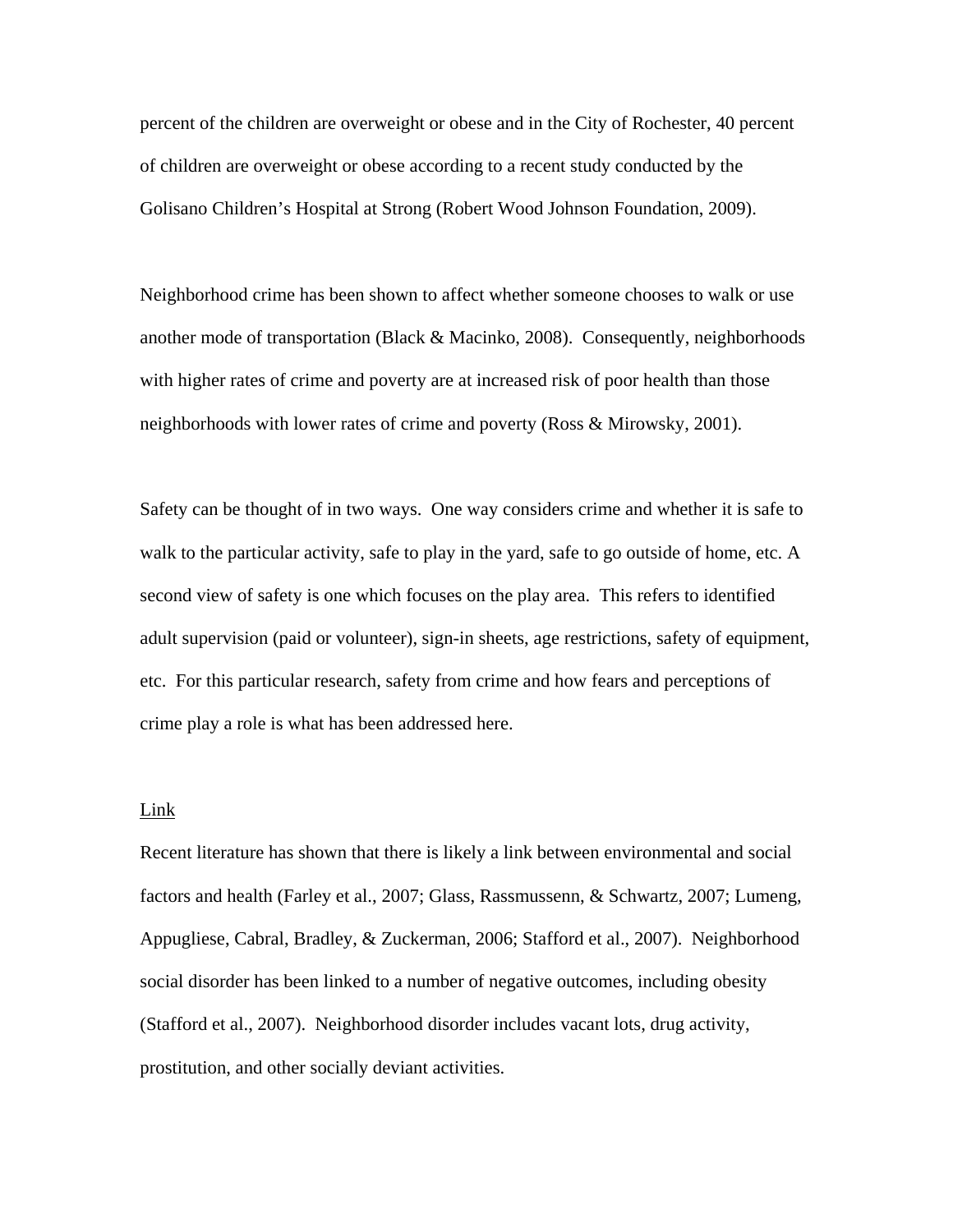percent of the children are overweight or obese and in the City of Rochester, 40 percent of children are overweight or obese according to a recent study conducted by the Golisano Children's Hospital at Strong (Robert Wood Johnson Foundation, 2009).

Neighborhood crime has been shown to affect whether someone chooses to walk or use another mode of transportation (Black & Macinko, 2008). Consequently, neighborhoods with higher rates of crime and poverty are at increased risk of poor health than those neighborhoods with lower rates of crime and poverty (Ross & Mirowsky, 2001).

Safety can be thought of in two ways. One way considers crime and whether it is safe to walk to the particular activity, safe to play in the yard, safe to go outside of home, etc. A second view of safety is one which focuses on the play area. This refers to identified adult supervision (paid or volunteer), sign-in sheets, age restrictions, safety of equipment, etc. For this particular research, safety from crime and how fears and perceptions of crime play a role is what has been addressed here.

<u>Link</u>

Recent literature has shown that there is likely a link between environmental and social factors and health (Farley et al., 2007; Glass, Rassmussenn, & Schwartz, 2007; Lumeng, Appugliese, Cabral, Bradley, & Zuckerman, 2006; Stafford et al., 2007). Neighborhood social disorder has been linked to a number of negative outcomes, including obesity (Stafford et al., 2007). Neighborhood disorder includes vacant lots, drug activity, prostitution, and other socially deviant activities.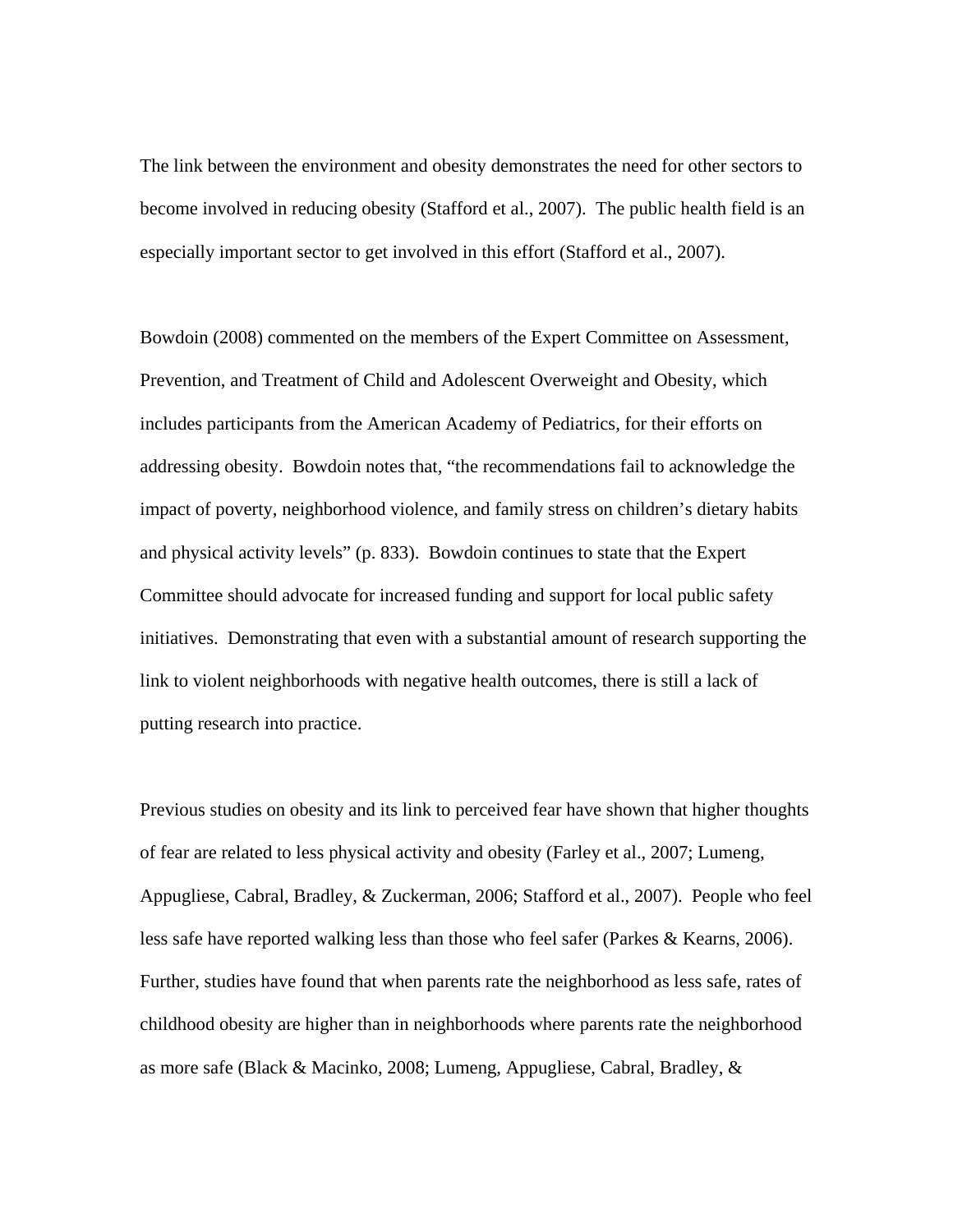The link between the environment and obesity demonstrates the need for other sectors to become involved in reducing obesity (Stafford et al., 2007). The public health field is an especially important sector to get involved in this effort (Stafford et al., 2007).

Bowdoin (2008) commented on the members of the Expert Committee on Assessment, Prevention, and Treatment of Child and Adolescent Overweight and Obesity, which includes participants from the American Academy of Pediatrics, for their efforts on addressing obesity. Bowdoin notes that, "the recommendations fail to acknowledge the impact of poverty, neighborhood violence, and family stress on children's dietary habits and physical activity levels" (p. 833). Bowdoin continues to state that the Expert Committee should advocate for increased funding and support for local public safety initiatives. Demonstrating that even with a substantial amount of research supporting the link to violent neighborhoods with negative health outcomes, there is still a lack of putting research into practice.

Previous studies on obesity and its link to perceived fear have shown that higher thoughts of fear are related to less physical activity and obesity (Farley et al., 2007; Lumeng, Appugliese, Cabral, Bradley, & Zuckerman, 2006; Stafford et al., 2007). People who feel less safe have reported walking less than those who feel safer (Parkes & Kearns, 2006). Further, studies have found that when parents rate the neighborhood as less safe, rates of childhood obesity are higher than in neighborhoods where parents rate the neighborhood as more safe (Black & Macinko, 2008; Lumeng, Appugliese, Cabral, Bradley, &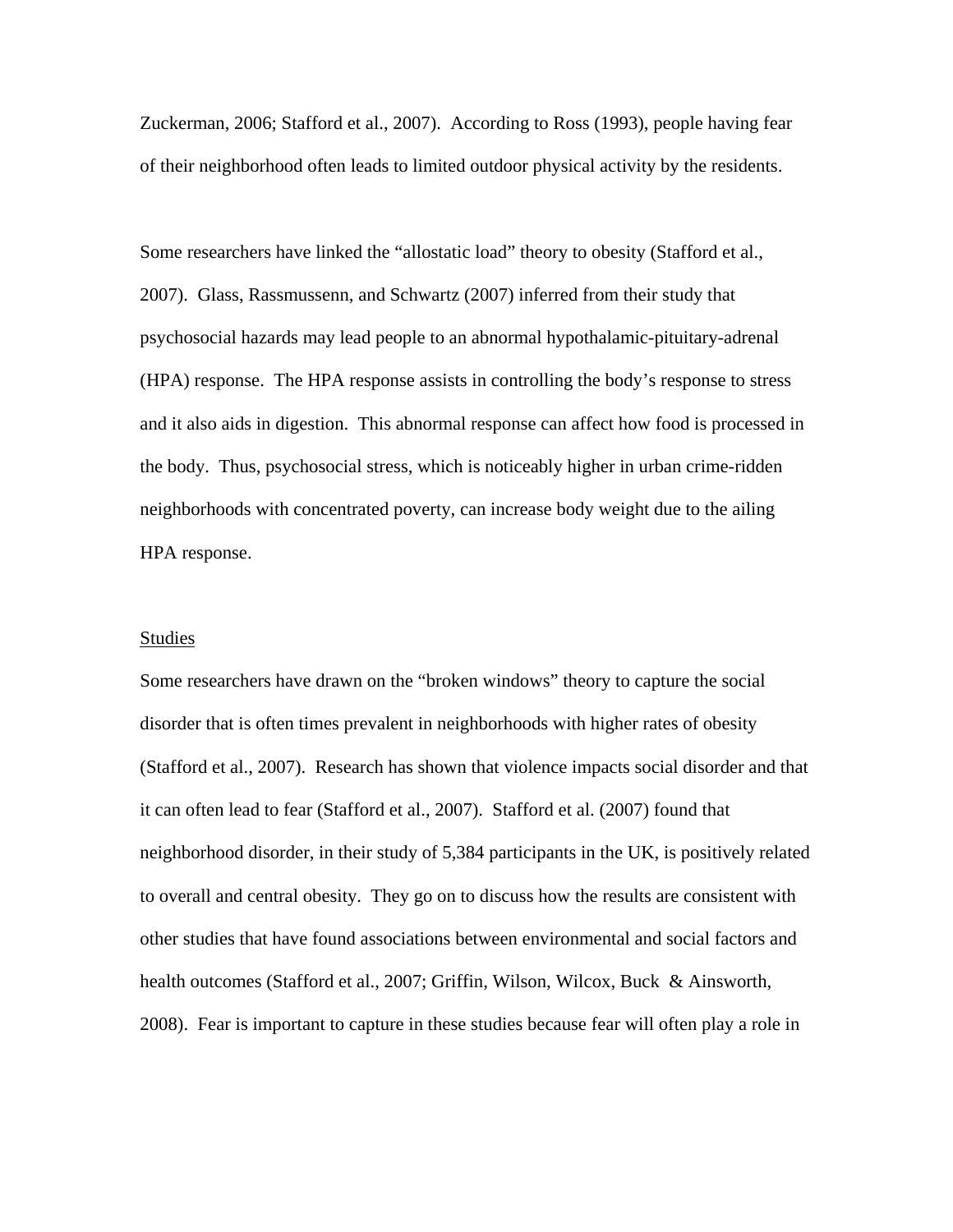Zuckerman, 2006; Stafford et al., 2007). According to Ross (1993), people having fear of their neighborhood often leads to limited outdoor physical activity by the residents.

Some researchers have linked the "allostatic load" theory to obesity (Stafford et al., 2007). Glass, Rassmussenn, and Schwartz (2007) inferred from their study that psychosocial hazards may lead people to an abnormal hypothalamic-pituitary-adrenal (HPA) response. The HPA response assists in controlling the body's response to stress and it also aids in digestion. This abnormal response can affect how food is processed in the body. Thus, psychosocial stress, which is noticeably higher in urban crime-ridden neighborhoods with concentrated poverty, can increase body weight due to the ailing HPA response.

Studies

Some researchers have drawn on the "broken windows" theory to capture the social disorder that is often times prevalent in neighborhoods with higher rates of obesity (Stafford et al., 2007). Research has shown that violence impacts social disorder and that it can often lead to fear (Stafford et al., 2007). Stafford et al. (2007) found that neighborhood disorder, in their study of 5,384 participants in the UK, is positively related to overall and central obesity. They go on to discuss how the results are consistent with other studies that have found associations between environmental and social factors and health outcomes (Stafford et al., 2007; Griffin, Wilson, Wilcox, Buck & Ainsworth, 2008). Fear is important to capture in these studies because fear will often play a role in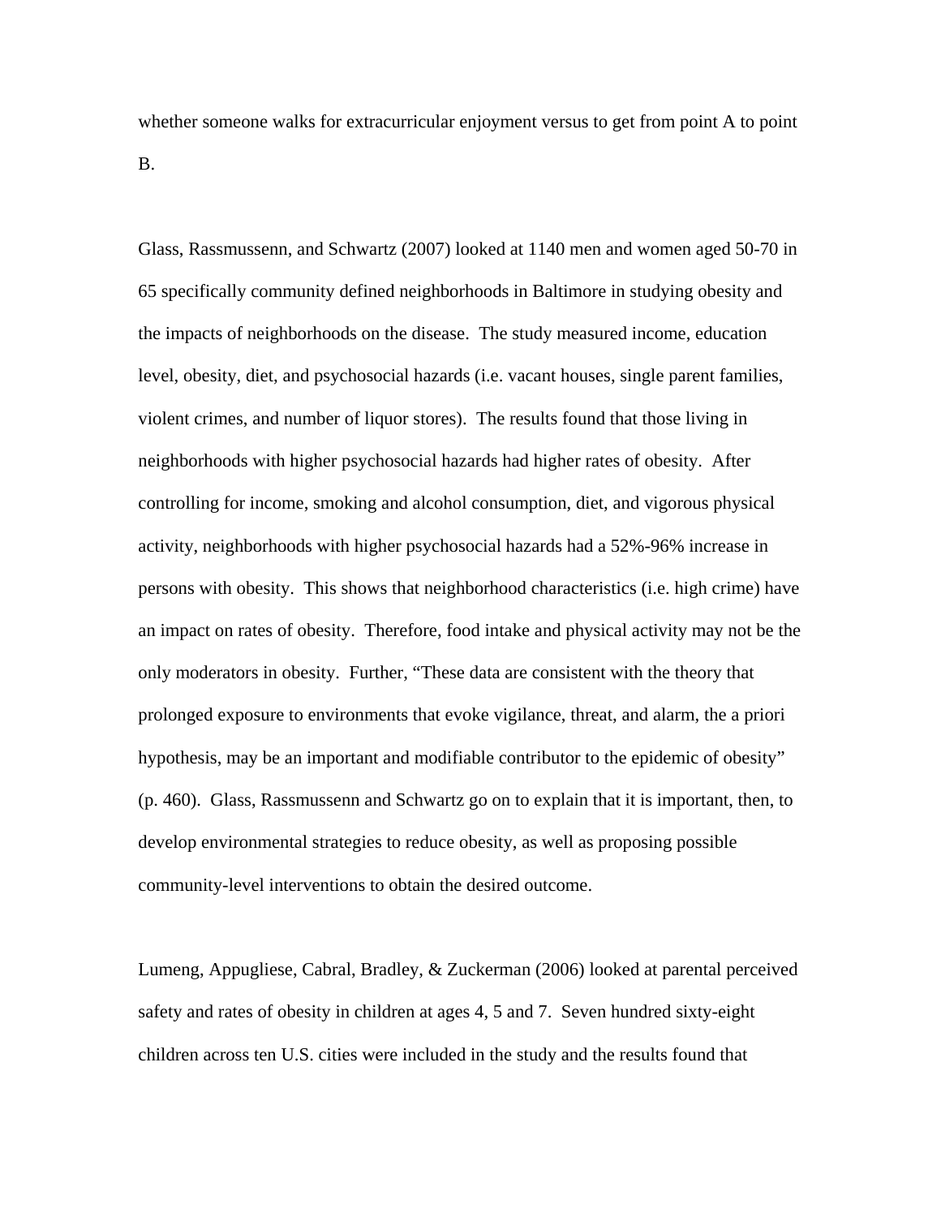whether someone walks for extracurricular enjoyment versus to get from point A to point B.

Glass, Rassmussenn, and Schwartz (2007) looked at 1140 men and women aged 50-70 in 65 specifically community defined neighborhoods in Baltimore in studying obesity and the impacts of neighborhoods on the disease. The study measured income, education level, obesity, diet, and psychosocial hazards (i.e. vacant houses, single parent families, violent crimes, and number of liquor stores). The results found that those living in neighborhoods with higher psychosocial hazards had higher rates of obesity. After controlling for income, smoking and alcohol consumption, diet, and vigorous physical activity, neighborhoods with higher psychosocial hazards had a 52%-96% increase in persons with obesity. This shows that neighborhood characteristics (i.e. high crime) have an impact on rates of obesity. Therefore, food intake and physical activity may not be the only moderators in obesity. Further, "These data are consistent with the theory that prolonged exposure to environments that evoke vigilance, threat, and alarm, the a priori hypothesis, may be an important and modifiable contributor to the epidemic of obesity" (p. 460). Glass, Rassmussenn and Schwartz go on to explain that it is important, then, to develop environmental strategies to reduce obesity, as well as proposing possible community-level interventions to obtain the desired outcome.

Lumeng, Appugliese, Cabral, Bradley, & Zuckerman (2006) looked at parental perceived safety and rates of obesity in children at ages 4, 5 and 7. Seven hundred sixty-eight children across ten U.S. cities were included in the study and the results found that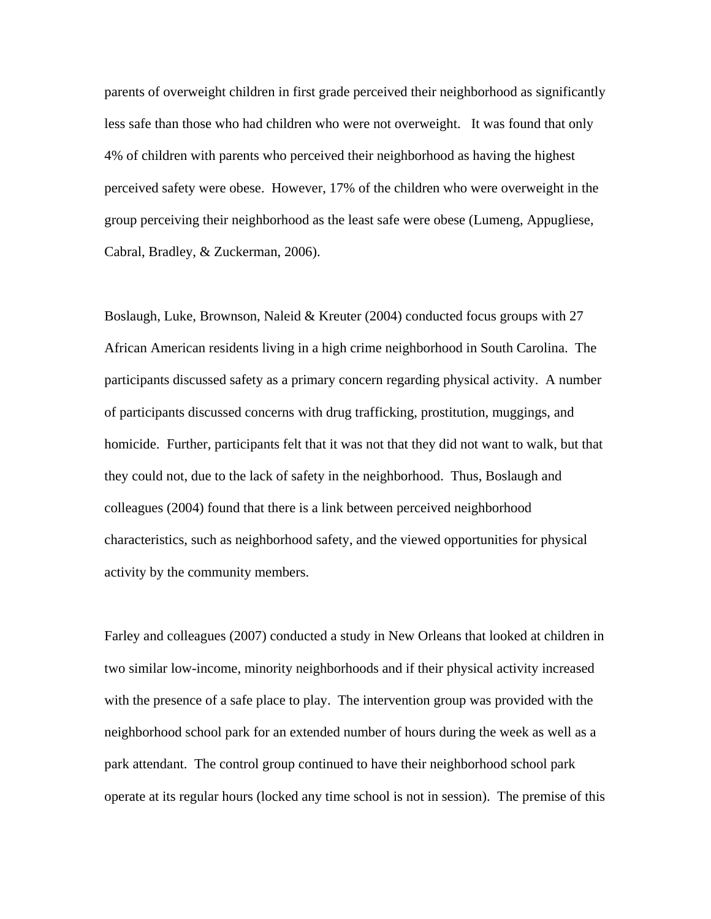parents of overweight children in first grade perceived their neighborhood as significantly less safe than those who had children who were not overweight. It was found that only 4% of children with parents who perceived their neighborhood as having the highest perceived safety were obese. However, 17% of the children who were overweight in the group perceiving their neighborhood as the least safe were obese (Lumeng, Appugliese, Cabral, Bradley, & Zuckerman, 2006).

Boslaugh, Luke, Brownson, Naleid & Kreuter (2004) conducted focus groups with 27 African American residents living in a high crime neighborhood in South Carolina. The participants discussed safety as a primary concern regarding physical activity. A number of participants discussed concerns with drug trafficking, prostitution, muggings, and homicide. Further, participants felt that it was not that they did not want to walk, but that they could not, due to the lack of safety in the neighborhood. Thus, Boslaugh and colleagues (2004) found that there is a link between perceived neighborhood characteristics, such as neighborhood safety, and the viewed opportunities for physical activity by the community members.

Farley and colleagues (2007) conducted a study in New Orleans that looked at children in two similar low-income, minority neighborhoods and if their physical activity increased with the presence of a safe place to play. The intervention group was provided with the neighborhood school park for an extended number of hours during the week as well as a park attendant. The control group continued to have their neighborhood school park operate at its regular hours (locked any time school is not in session). The premise of this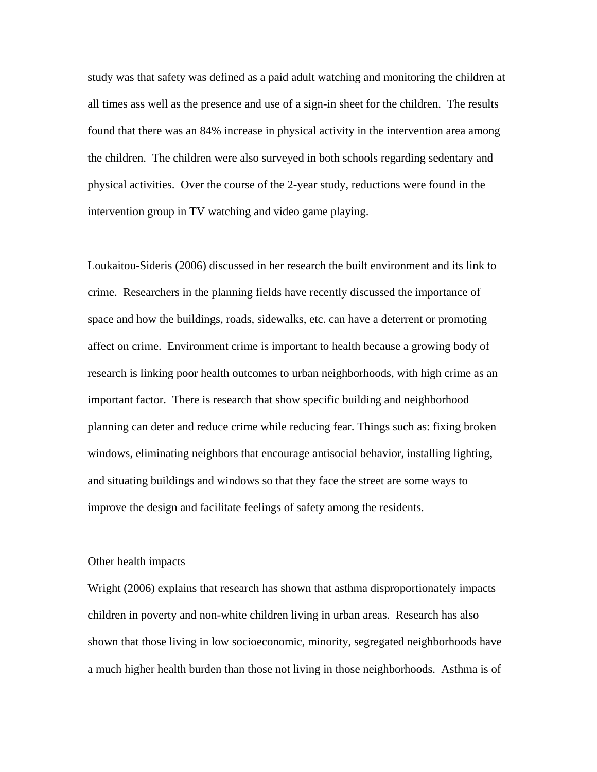study was that safety was defined as a paid adult watching and monitoring the children at all times ass well as the presence and use of a sign-in sheet for the children. The results found that there was an 84% increase in physical activity in the intervention area among the children. The children were also surveyed in both schools regarding sedentary and physical activities. Over the course of the 2-year study, reductions were found in the intervention group in TV watching and video game playing.

Loukaitou-Sideris (2006) discussed in her research the built environment and its link to crime. Researchers in the planning fields have recently discussed the importance of space and how the buildings, roads, sidewalks, etc. can have a deterrent or promoting affect on crime. Environment crime is important to health because a growing body of research is linking poor health outcomes to urban neighborhoods, with high crime as an important factor. There is research that show specific building and neighborhood planning can deter and reduce crime while reducing fear. Things such as: fixing broken windows, eliminating neighbors that encourage antisocial behavior, installing lighting, and situating buildings and windows so that they face the street are some ways to improve the design and facilitate feelings of safety among the residents.

<u>Other health impacts</u>

Wright (2006) explains that research has shown that asthma disproportionately impacts children in poverty and non-white children living in urban areas. Research has also shown that those living in low socioeconomic, minority, segregated neighborhoods have a much higher health burden than those not living in those neighborhoods. Asthma is of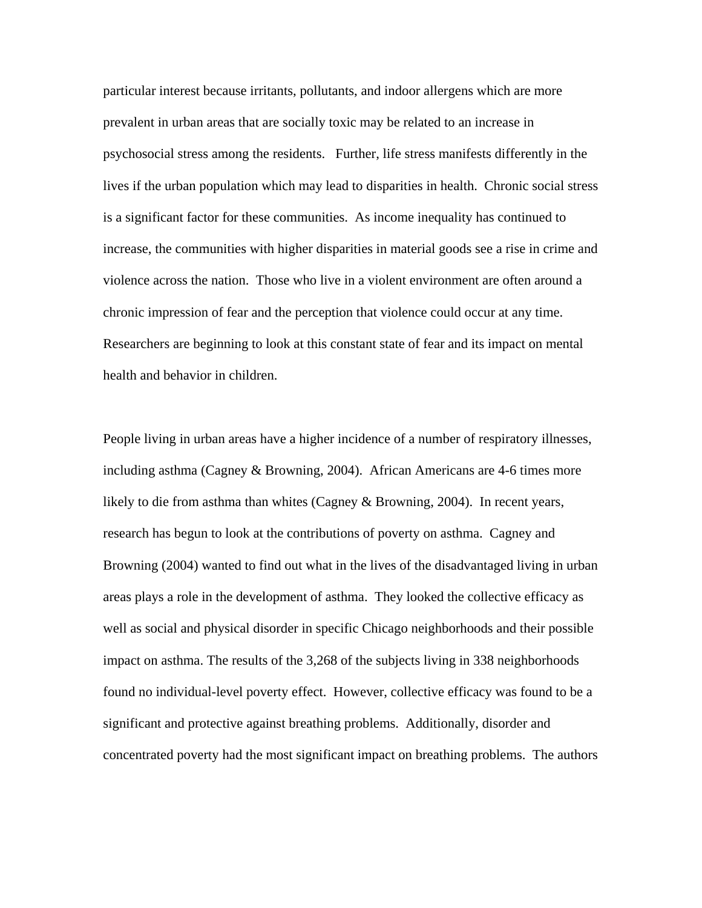particular interest because irritants, pollutants, and indoor allergens which are more prevalent in urban areas that are socially toxic may be related to an increase in psychosocial stress among the residents.   Further, life stress manifests differently in the lives if the urban population which may lead to disparities in health.  Chronic social stress is a significant factor for these communities.  As income inequality has continued to increase, the communities with higher disparities in material goods see a rise in crime and violence across the nation.  Those who live in a violent environment are often around a chronic impression of fear and the perception that violence could occur at any time.  Researchers are beginning to look at this constant state of fear and its impact on mental health and behavior in children.

People living in urban areas have a higher incidence of a number of respiratory illnesses, including asthma (Cagney & Browning, 2004).  African Americans are 4-6 times more likely to die from asthma than whites (Cagney & Browning, 2004).  In recent years, research has begun to look at the contributions of poverty on asthma.  Cagney and Browning (2004) wanted to find out what in the lives of the disadvantaged living in urban areas plays a role in the development of asthma.  They looked the collective efficacy as well as social and physical disorder in specific Chicago neighborhoods and their possible impact on asthma. The results of the 3,268 of the subjects living in 338 neighborhoods found no individual-level poverty effect.  However, collective efficacy was found to be a significant and protective against breathing problems.  Additionally, disorder and concentrated poverty had the most significant impact on breathing problems.  The authors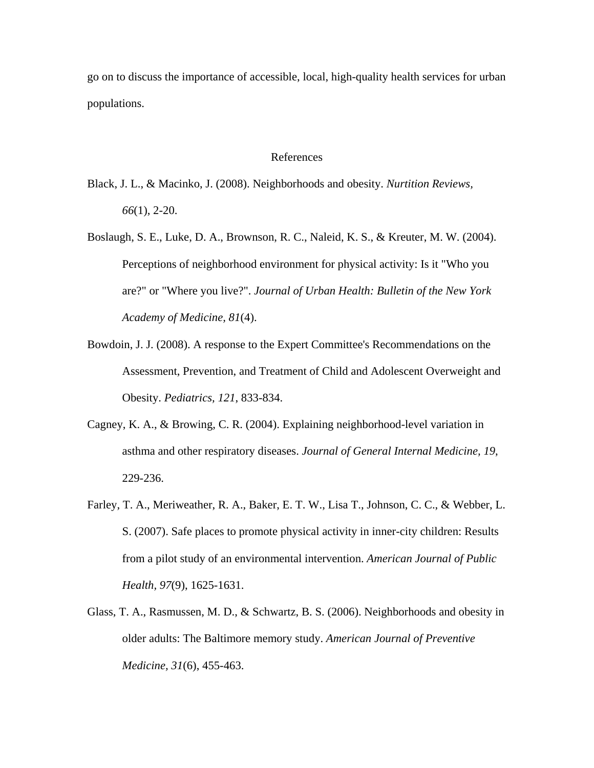go on to discuss the importance of accessible, local, high-quality health services for urban populations.

## References

Black, J. L., & Macinko, J. (2008). Neighborhoods and obesity. *Nurtition Reviews, 66*(1), 2-20.

Boslaugh, S. E., Luke, D. A., Brownson, R. C., Naleid, K. S., & Kreuter, M. W. (2004). Perceptions of neighborhood environment for physical activity: Is it "Who you are?" or "Where you live?". *Journal of Urban Health: Bulletin of the New York Academy of Medicine, 81*(4).

Bowdoin, J. J. (2008). A response to the Expert Committee's Recommendations on the Assessment, Prevention, and Treatment of Child and Adolescent Overweight and Obesity. *Pediatrics, 121,* 833-834.

Cagney, K. A., & Browing, C. R. (2004). Explaining neighborhood-level variation in asthma and other respiratory diseases. *Journal of General Internal Medicine, 19,* 229-236.

Farley, T. A., Meriweather, R. A., Baker, E. T. W., Lisa T., Johnson, C. C., & Webber, L. S. (2007). Safe places to promote physical activity in inner-city children: Results from a pilot study of an environmental intervention. *American Journal of Public Health, 97*(9), 1625-1631.

Glass, T. A., Rasmussen, M. D., & Schwartz, B. S. (2006). Neighborhoods and obesity in older adults: The Baltimore memory study. *American Journal of Preventive Medicine, 31*(6), 455-463.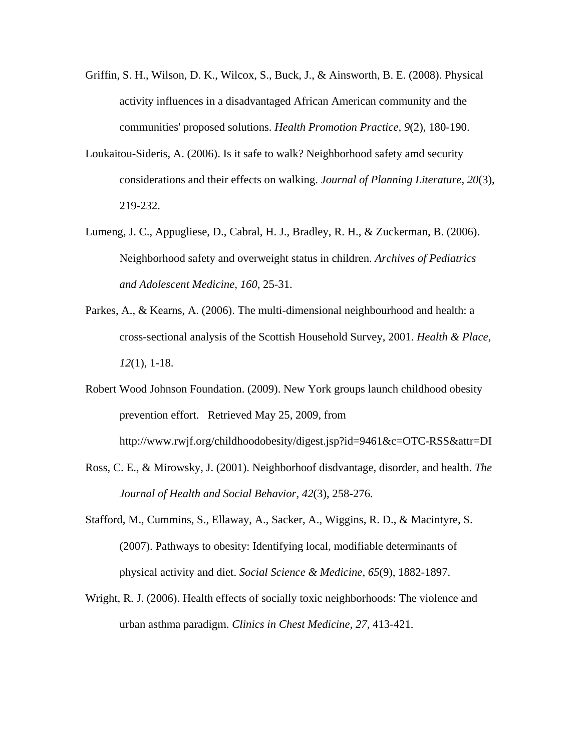Griffin, S. H., Wilson, D. K., Wilcox, S., Buck, J., & Ainsworth, B. E. (2008). Physical activity influences in a disadvantaged African American community and the communities' proposed solutions. *Health Promotion Practice, 9*(2), 180-190.

Loukaitou-Sideris, A. (2006). Is it safe to walk? Neighborhood safety amd security considerations and their effects on walking. *Journal of Planning Literature, 20*(3), 219-232.

Lumeng, J. C., Appugliese, D., Cabral, H. J., Bradley, R. H., & Zuckerman, B. (2006). Neighborhood safety and overweight status in children. *Archives of Pediatrics and Adolescent Medicine, 160*, 25-31.

Parkes, A., & Kearns, A. (2006). The multi-dimensional neighbourhood and health: a cross-sectional analysis of the Scottish Household Survey, 2001. *Health & Place, 12*(1), 1-18.

Robert Wood Johnson Foundation. (2009). New York groups launch childhood obesity prevention effort. Retrieved May 25, 2009, from http://www.rwjf.org/childhoodobesity/digest.jsp?id=9461&c=OTC-RSS&attr=DI

Ross, C. E., & Mirowsky, J. (2001). Neighborhoof disdvantage, disorder, and health. *The Journal of Health and Social Behavior, 42*(3), 258-276.

Stafford, M., Cummins, S., Ellaway, A., Sacker, A., Wiggins, R. D., & Macintyre, S. (2007). Pathways to obesity: Identifying local, modifiable determinants of physical activity and diet. *Social Science & Medicine, 65*(9), 1882-1897.

Wright, R. J. (2006). Health effects of socially toxic neighborhoods: The violence and urban asthma paradigm. *Clinics in Chest Medicine, 27*, 413-421.